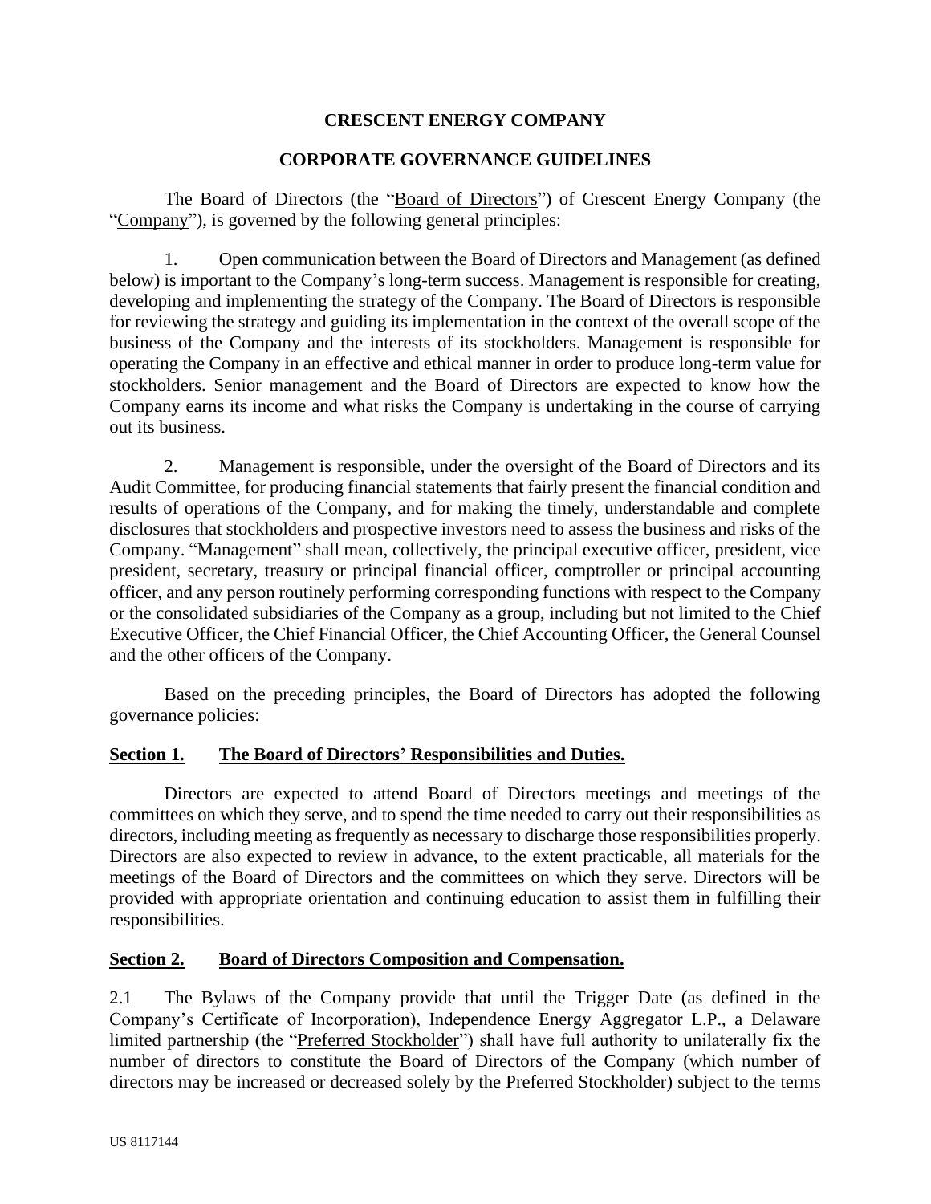# CRESCENT ENERGY COMPANY

## CORPORATE GOVERNANCE GUIDELINES

The Board of Directors (the "Board of Directors") of Crescent Energy Company (the "Company"), is governed by the following general principles:

1. Open communication between the Board of Directors and Management (as defined below) is important to the Company's long-term success. Management is responsible for creating, developing and implementing the strategy of the Company. The Board of Directors is responsible for reviewing the strategy and guiding its implementation in the context of the overall scope of the business of the Company and the interests of its stockholders. Management is responsible for operating the Company in an effective and ethical manner in order to produce long-term value for stockholders. Senior management and the Board of Directors are expected to know how the Company earns its income and what risks the Company is undertaking in the course of carrying out its business.

2. Management is responsible, under the oversight of the Board of Directors and its Audit Committee, for producing financial statements that fairly present the financial condition and results of operations of the Company, and for making the timely, understandable and complete disclosures that stockholders and prospective investors need to assess the business and risks of the Company. "Management" shall mean, collectively, the principal executive officer, president, vice president, secretary, treasury or principal financial officer, comptroller or principal accounting officer, and any person routinely performing corresponding functions with respect to the Company or the consolidated subsidiaries of the Company as a group, including but not limited to the Chief Executive Officer, the Chief Financial Officer, the Chief Accounting Officer, the General Counsel and the other officers of the Company.

Based on the preceding principles, the Board of Directors has adopted the following governance policies:

### Section 1. The Board of Directors' Responsibilities and Duties.

Directors are expected to attend Board of Directors meetings and meetings of the committees on which they serve, and to spend the time needed to carry out their responsibilities as directors, including meeting as frequently as necessary to discharge those responsibilities properly. Directors are also expected to review in advance, to the extent practicable, all materials for the meetings of the Board of Directors and the committees on which they serve. Directors will be provided with appropriate orientation and continuing education to assist them in fulfilling their responsibilities.

### Section 2. Board of Directors Composition and Compensation.

2.1 The Bylaws of the Company provide that until the Trigger Date (as defined in the Company's Certificate of Incorporation), Independence Energy Aggregator L.P., a Delaware limited partnership (the "Preferred Stockholder") shall have full authority to unilaterally fix the number of directors to constitute the Board of Directors of the Company (which number of directors may be increased or decreased solely by the Preferred Stockholder) subject to the terms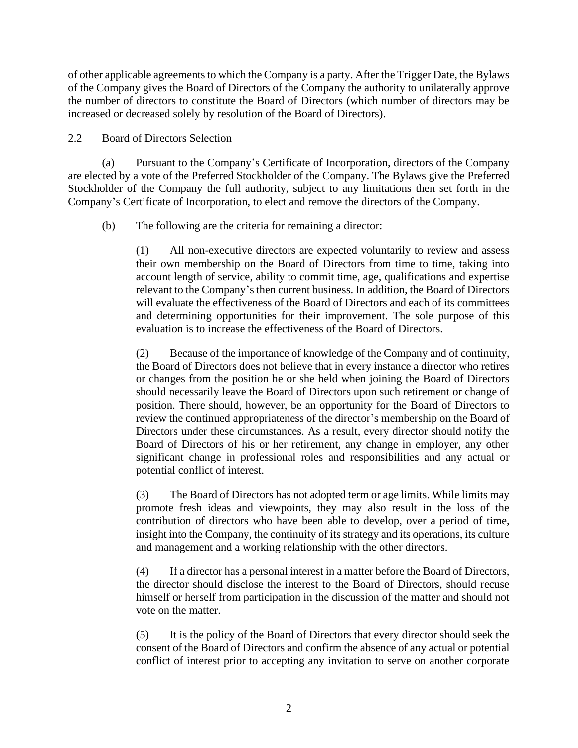of other applicable agreements to which the Company is a party. After the Trigger Date, the Bylaws of the Company gives the Board of Directors of the Company the authority to unilaterally approve the number of directors to constitute the Board of Directors (which number of directors may be increased or decreased solely by resolution of the Board of Directors).

2.2 Board of Directors Selection

(a) Pursuant to the Company's Certificate of Incorporation, directors of the Company are elected by a vote of the Preferred Stockholder of the Company. The Bylaws give the Preferred Stockholder of the Company the full authority, subject to any limitations then set forth in the Company's Certificate of Incorporation, to elect and remove the directors of the Company.

(b) The following are the criteria for remaining a director:

(1) All non-executive directors are expected voluntarily to review and assess their own membership on the Board of Directors from time to time, taking into account length of service, ability to commit time, age, qualifications and expertise relevant to the Company's then current business. In addition, the Board of Directors will evaluate the effectiveness of the Board of Directors and each of its committees and determining opportunities for their improvement. The sole purpose of this evaluation is to increase the effectiveness of the Board of Directors.

(2) Because of the importance of knowledge of the Company and of continuity, the Board of Directors does not believe that in every instance a director who retires or changes from the position he or she held when joining the Board of Directors should necessarily leave the Board of Directors upon such retirement or change of position. There should, however, be an opportunity for the Board of Directors to review the continued appropriateness of the director's membership on the Board of Directors under these circumstances. As a result, every director should notify the Board of Directors of his or her retirement, any change in employer, any other significant change in professional roles and responsibilities and any actual or potential conflict of interest.

(3) The Board of Directors has not adopted term or age limits. While limits may promote fresh ideas and viewpoints, they may also result in the loss of the contribution of directors who have been able to develop, over a period of time, insight into the Company, the continuity of its strategy and its operations, its culture and management and a working relationship with the other directors.

(4) If a director has a personal interest in a matter before the Board of Directors, the director should disclose the interest to the Board of Directors, should recuse himself or herself from participation in the discussion of the matter and should not vote on the matter.

(5) It is the policy of the Board of Directors that every director should seek the consent of the Board of Directors and confirm the absence of any actual or potential conflict of interest prior to accepting any invitation to serve on another corporate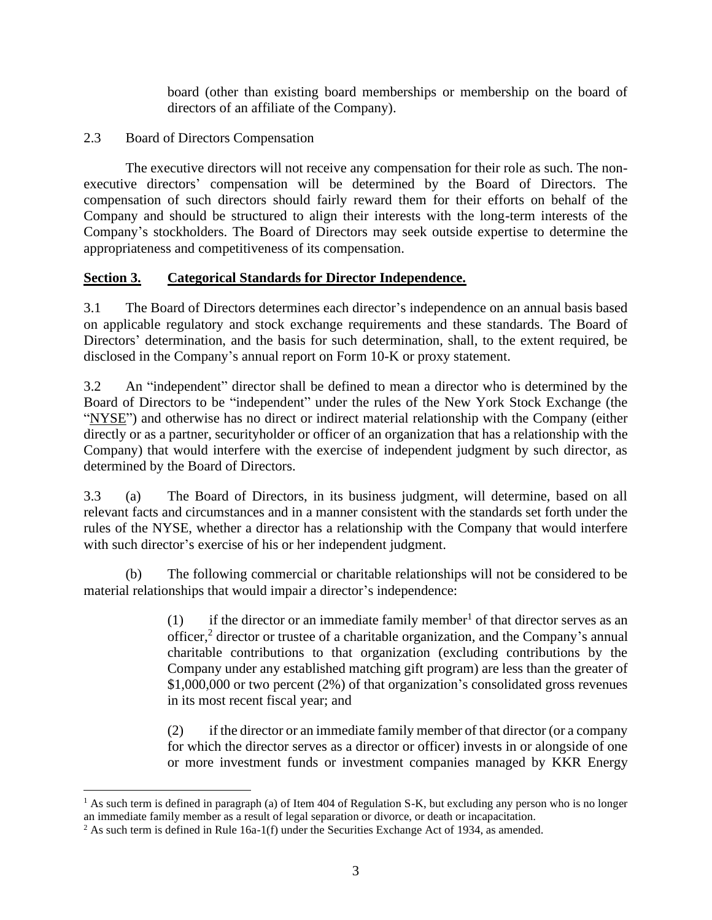board (other than existing board memberships or membership on the board of directors of an affiliate of the Company).

2.3 Board of Directors Compensation

The executive directors will not receive any compensation for their role as such. The non-executive directors' compensation will be determined by the Board of Directors. The compensation of such directors should fairly reward them for their efforts on behalf of the Company and should be structured to align their interests with the long-term interests of the Company's stockholders. The Board of Directors may seek outside expertise to determine the appropriateness and competitiveness of its compensation.

**Section 3. Categorical Standards for Director Independence.**

3.1 The Board of Directors determines each director's independence on an annual basis based on applicable regulatory and stock exchange requirements and these standards. The Board of Directors' determination, and the basis for such determination, shall, to the extent required, be disclosed in the Company's annual report on Form 10-K or proxy statement.

3.2 An "independent" director shall be defined to mean a director who is determined by the Board of Directors to be "independent" under the rules of the New York Stock Exchange (the "NYSE") and otherwise has no direct or indirect material relationship with the Company (either directly or as a partner, securityholder or officer of an organization that has a relationship with the Company) that would interfere with the exercise of independent judgment by such director, as determined by the Board of Directors.

3.3 (a) The Board of Directors, in its business judgment, will determine, based on all relevant facts and circumstances and in a manner consistent with the standards set forth under the rules of the NYSE, whether a director has a relationship with the Company that would interfere with such director's exercise of his or her independent judgment.

(b) The following commercial or charitable relationships will not be considered to be material relationships that would impair a director's independence:

(1) if the director or an immediate family member[1] of that director serves as an officer,[2] director or trustee of a charitable organization, and the Company's annual charitable contributions to that organization (excluding contributions by the Company under any established matching gift program) are less than the greater of $1,000,000 or two percent (2%) of that organization's consolidated gross revenues in its most recent fiscal year; and

(2) if the director or an immediate family member of that director (or a company for which the director serves as a director or officer) invests in or alongside of one or more investment funds or investment companies managed by KKR Energy

[1] As such term is defined in paragraph (a) of Item 404 of Regulation S-K, but excluding any person who is no longer an immediate family member as a result of legal separation or divorce, or death or incapacitation.

[2] As such term is defined in Rule 16a-1(f) under the Securities Exchange Act of 1934, as amended.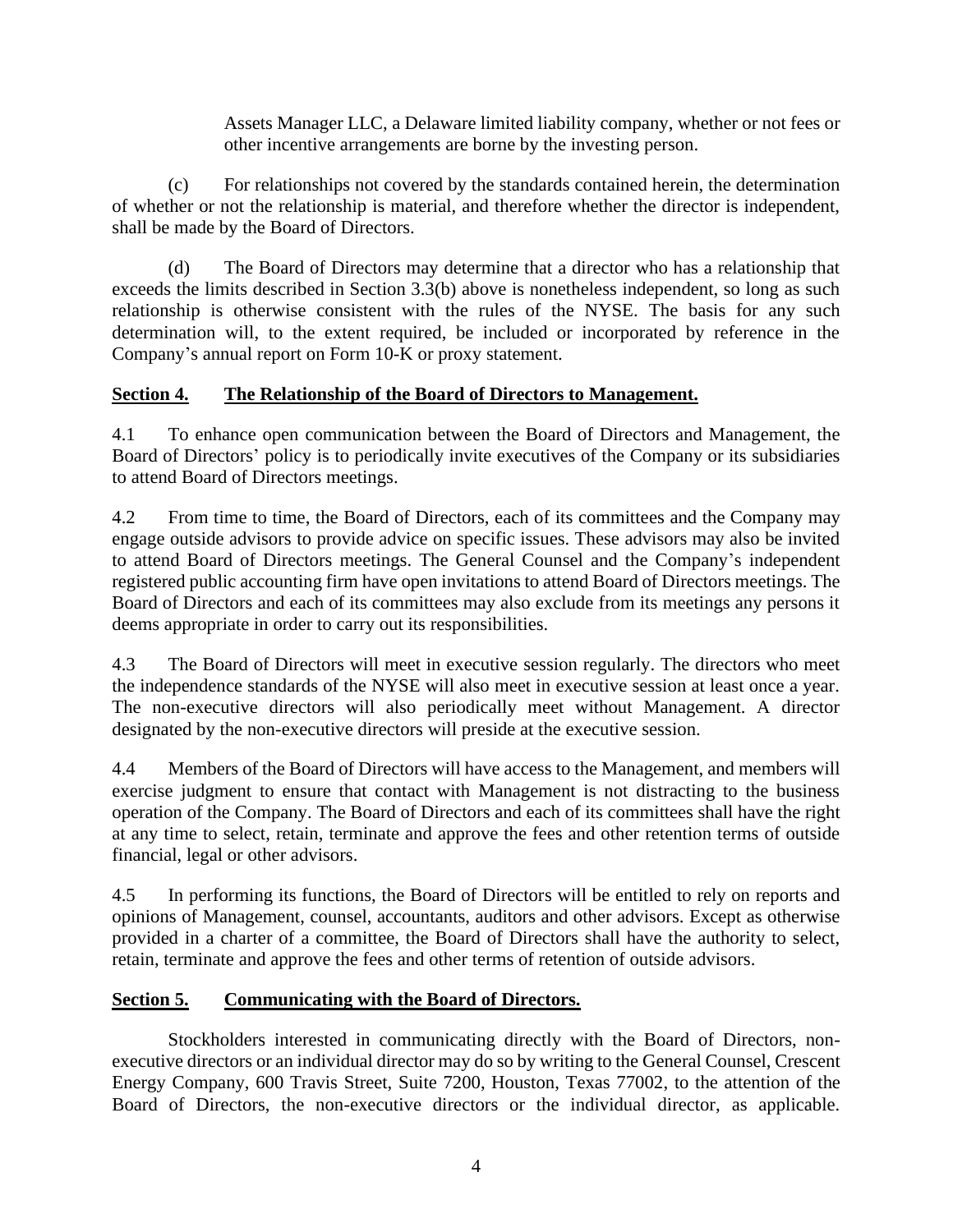Assets Manager LLC, a Delaware limited liability company, whether or not fees or other incentive arrangements are borne by the investing person.

(c) For relationships not covered by the standards contained herein, the determination of whether or not the relationship is material, and therefore whether the director is independent, shall be made by the Board of Directors.

(d) The Board of Directors may determine that a director who has a relationship that exceeds the limits described in Section 3.3(b) above is nonetheless independent, so long as such relationship is otherwise consistent with the rules of the NYSE. The basis for any such determination will, to the extent required, be included or incorporated by reference in the Company's annual report on Form 10-K or proxy statement.

## Section 4. The Relationship of the Board of Directors to Management.

4.1 To enhance open communication between the Board of Directors and Management, the Board of Directors' policy is to periodically invite executives of the Company or its subsidiaries to attend Board of Directors meetings.

4.2 From time to time, the Board of Directors, each of its committees and the Company may engage outside advisors to provide advice on specific issues. These advisors may also be invited to attend Board of Directors meetings. The General Counsel and the Company's independent registered public accounting firm have open invitations to attend Board of Directors meetings. The Board of Directors and each of its committees may also exclude from its meetings any persons it deems appropriate in order to carry out its responsibilities.

4.3 The Board of Directors will meet in executive session regularly. The directors who meet the independence standards of the NYSE will also meet in executive session at least once a year. The non-executive directors will also periodically meet without Management. A director designated by the non-executive directors will preside at the executive session.

4.4 Members of the Board of Directors will have access to the Management, and members will exercise judgment to ensure that contact with Management is not distracting to the business operation of the Company. The Board of Directors and each of its committees shall have the right at any time to select, retain, terminate and approve the fees and other retention terms of outside financial, legal or other advisors.

4.5 In performing its functions, the Board of Directors will be entitled to rely on reports and opinions of Management, counsel, accountants, auditors and other advisors. Except as otherwise provided in a charter of a committee, the Board of Directors shall have the authority to select, retain, terminate and approve the fees and other terms of retention of outside advisors.

## Section 5. Communicating with the Board of Directors.

Stockholders interested in communicating directly with the Board of Directors, non-executive directors or an individual director may do so by writing to the General Counsel, Crescent Energy Company, 600 Travis Street, Suite 7200, Houston, Texas 77002, to the attention of the Board of Directors, the non-executive directors or the individual director, as applicable.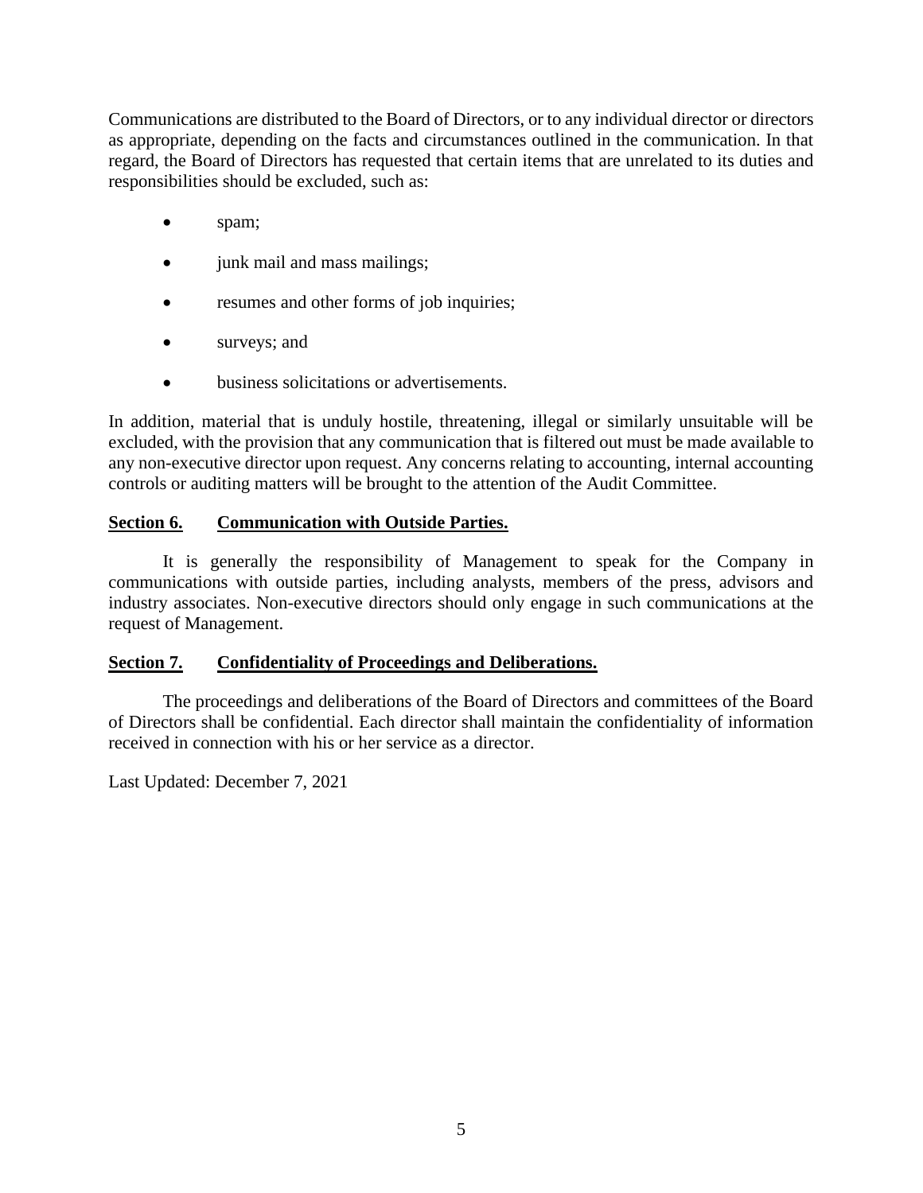Communications are distributed to the Board of Directors, or to any individual director or directors as appropriate, depending on the facts and circumstances outlined in the communication. In that regard, the Board of Directors has requested that certain items that are unrelated to its duties and responsibilities should be excluded, such as:

- spam;
- junk mail and mass mailings;
- resumes and other forms of job inquiries;
- surveys; and
- business solicitations or advertisements.

In addition, material that is unduly hostile, threatening, illegal or similarly unsuitable will be excluded, with the provision that any communication that is filtered out must be made available to any non-executive director upon request. Any concerns relating to accounting, internal accounting controls or auditing matters will be brought to the attention of the Audit Committee.

**Section 6. Communication with Outside Parties.**

It is generally the responsibility of Management to speak for the Company in communications with outside parties, including analysts, members of the press, advisors and industry associates. Non-executive directors should only engage in such communications at the request of Management.

**Section 7. Confidentiality of Proceedings and Deliberations.**

The proceedings and deliberations of the Board of Directors and committees of the Board of Directors shall be confidential. Each director shall maintain the confidentiality of information received in connection with his or her service as a director.

Last Updated: December 7, 2021